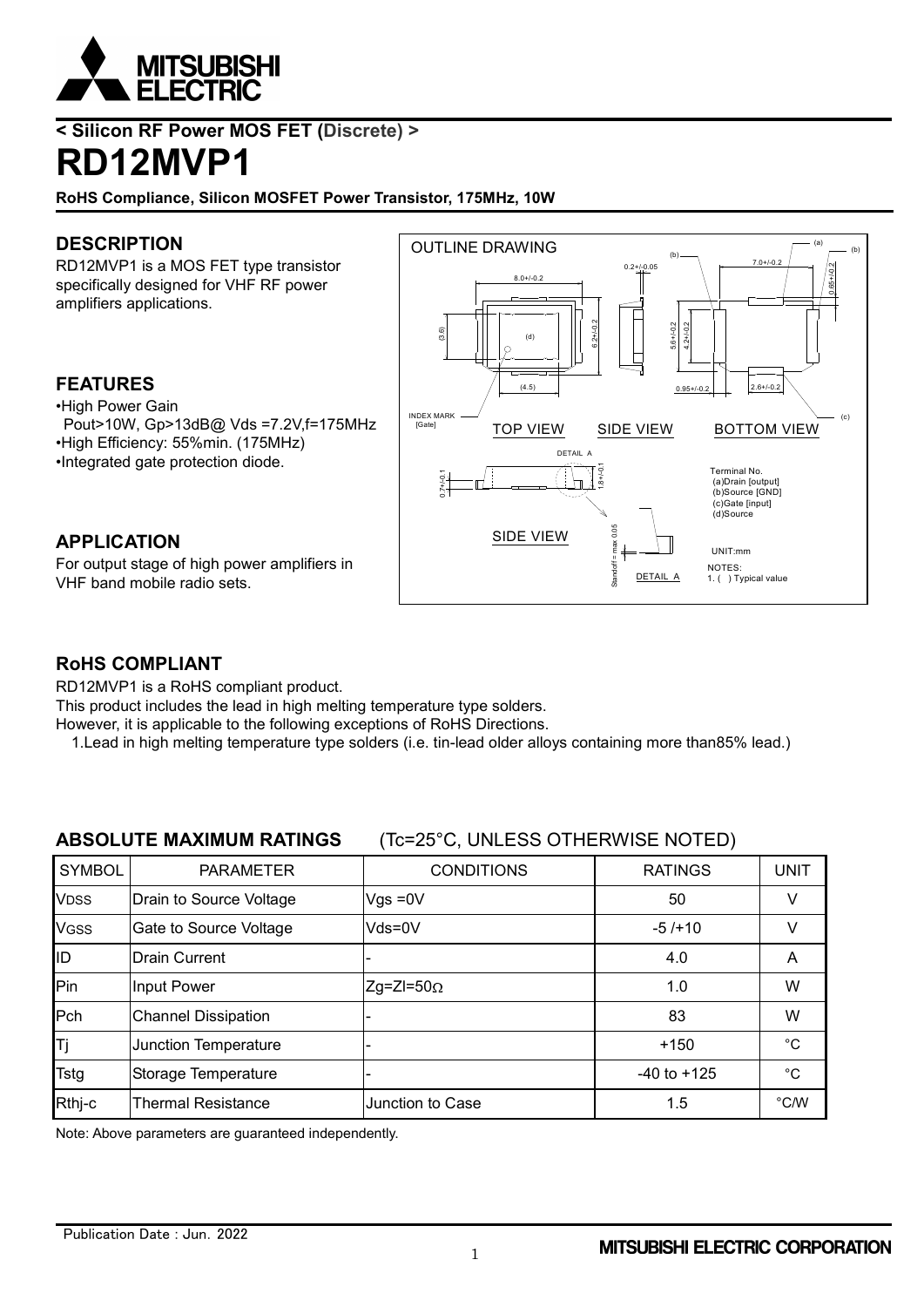< Silicon RF Power MOS FET (Discrete) >

# RD12MVP1

**RoHS Compliance, Silicon MOSFET Power Transistor, 175MHz, 10W**

## DESCRIPTION

RD12MVP1 is a MOS FET type transistor specifically designed for VHF RF power amplifiers applications.

## FEATURES

- High Power Gain
  Pout>10W, Gp>13dB@ Vds =7.2V,f=175MHz
- High Efficiency: 55%min. (175MHz)
- Integrated gate protection diode.

## APPLICATION

For output stage of high power amplifiers in VHF band mobile radio sets.

OUTLINE DRAWING

Terminal No.
(a)Drain [output]
(b)Source [GND]
(c)Gate [input]
(d)Source

UNIT:mm

NOTES:
1. ( ) Typical value

## RoHS COMPLIANT

RD12MVP1 is a RoHS compliant product.
This product includes the lead in high melting temperature type solders.
However, it is applicable to the following exceptions of RoHS Directions.

1.Lead in high melting temperature type solders (i.e. tin-lead older alloys containing more than85% lead.)

## ABSOLUTE MAXIMUM RATINGS (Tc=25°C, UNLESS OTHERWISE NOTED)

| SYMBOL | PARAMETER | CONDITIONS | RATINGS | UNIT |
|---|---|---|---|---|
| $V_{DSS}$ | Drain to Source Voltage | Vgs =0V | 50 | V |
| $V_{GSS}$ | Gate to Source Voltage | Vds=0V | -5 /+10 | V |
| ID | Drain Current | - | 4.0 | A |
| Pin | Input Power | Zg=Zl=50Ω | 1.0 | W |
| Pch | Channel Dissipation | - | 83 | W |
| Tj | Junction Temperature | - | +150 | °C |
| Tstg | Storage Temperature | - | -40 to +125 | °C |
| Rthj-c | Thermal Resistance | Junction to Case | 1.5 | °C/W |

Note: Above parameters are guaranteed independently.

Publication Date : Jun. 2022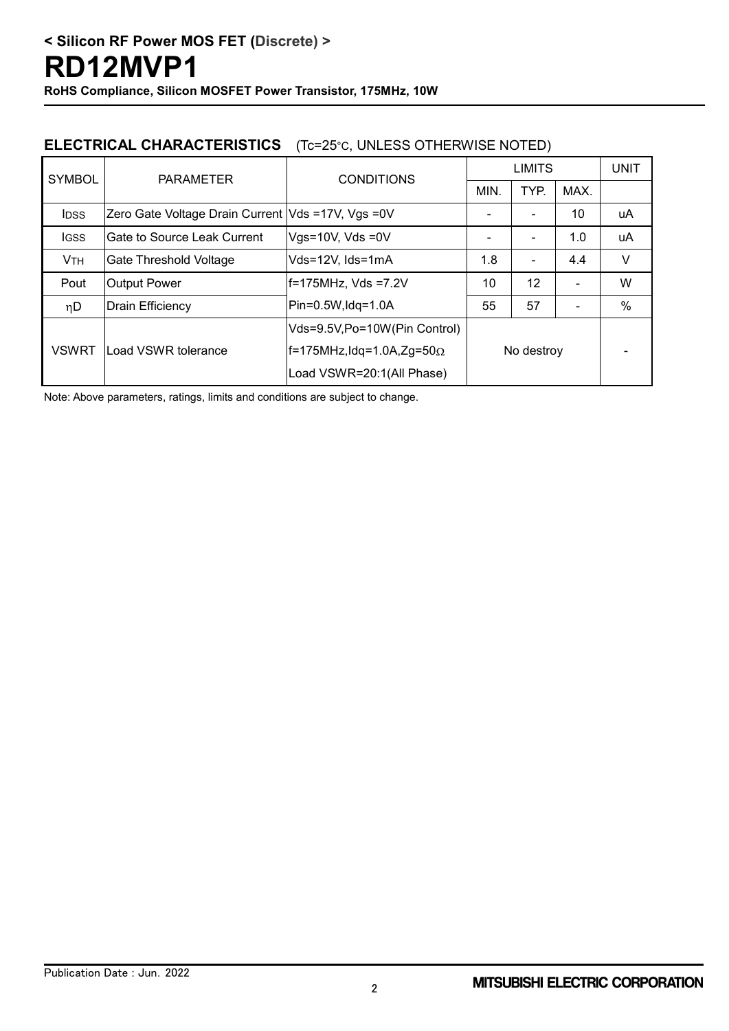## ELECTRICAL CHARACTERISTICS (Tc=25°C, UNLESS OTHERWISE NOTED)

| SYMBOL | PARAMETER | CONDITIONS | LIMITS | | | UNIT |
|---|---|---|---|---|---|---|
| | | | MIN. | TYP. | MAX. | |
| $I_{DSS}$ | Zero Gate Voltage Drain Current | Vds =17V, Vgs =0V | - | - | 10 | uA |
| $I_{GSS}$ | Gate to Source Leak Current | Vgs=10V, Vds =0V | - | - | 1.0 | uA |
| $V_{TH}$ | Gate Threshold Voltage | Vds=12V, Ids=1mA | 1.8 | - | 4.4 | V |
| Pout | Output Power | f=175MHz, Vds =7.2V Pin=0.5W,Idq=1.0A | 10 | 12 | - | W |
| $\eta D$ | Drain Efficiency | | 55 | 57 | - | % |
| VSWRT | Load VSWR tolerance | Vds=9.5V,Po=10W(Pin Control) f=175MHz,Idq=1.0A,Zg=50Ω Load VSWR=20:1(All Phase) | No destroy | | | - |

Note: Above parameters, ratings, limits and conditions are subject to change.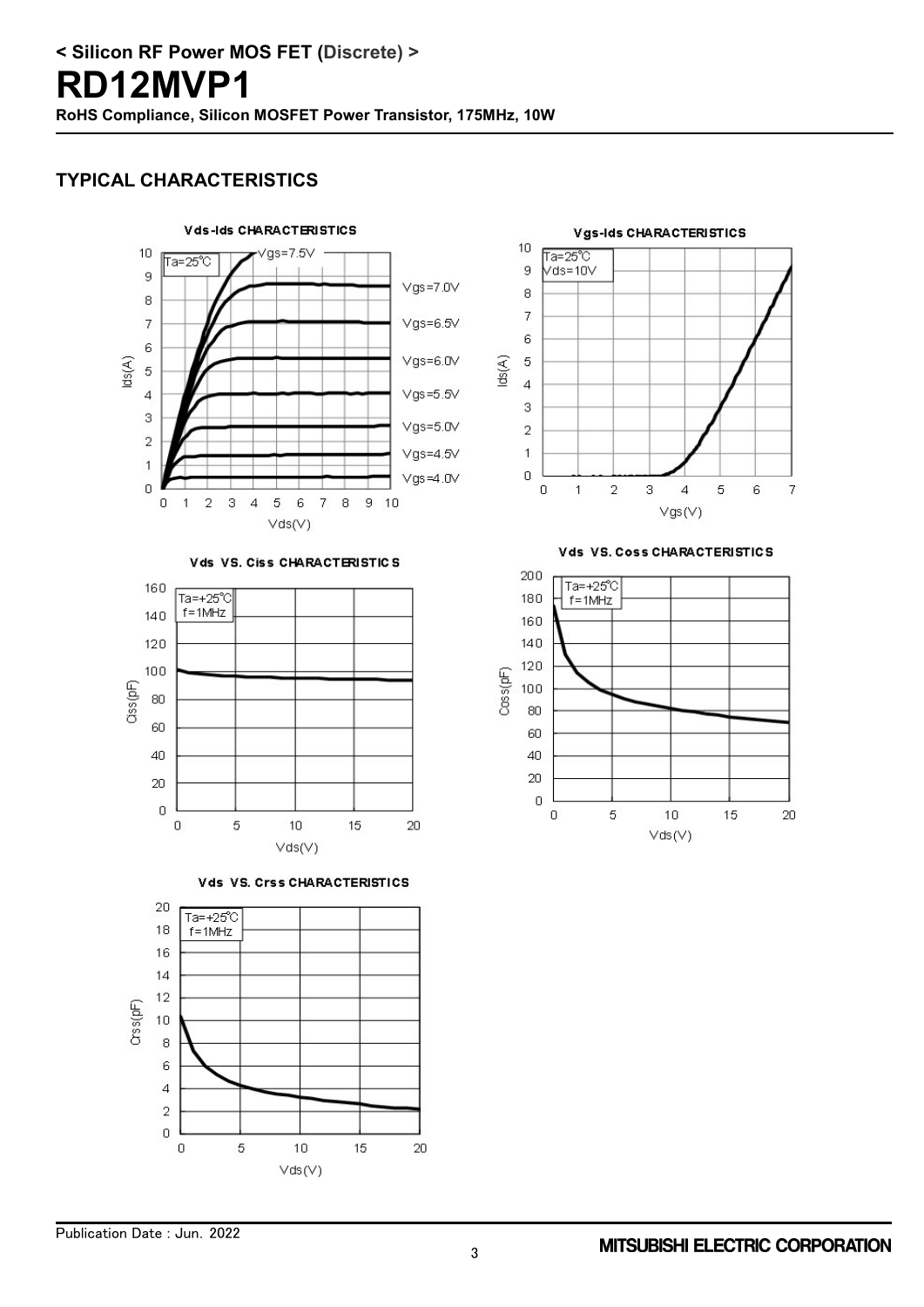## TYPICAL CHARACTERISTICS

**Vds-Ids CHARACTERISTICS**

Ta=25℃

Vgs=7.5V, Vgs=7.0V, Vgs=6.5V, Vgs=6.0V, Vgs=5.5V, Vgs=5.0V, Vgs=4.5V, Vgs=4.0V

Ids(A) vs. Vds(V)

**Vgs-Ids CHARACTERISTICS**

Ta=25℃
Vds=10V

Ids(A) vs. Vgs(V)

**Vds VS. Ciss CHARACTERISTICS**

Ta=+25℃
f=1MHz

Ciss(pF) vs. Vds(V)

**Vds VS. Coss CHARACTERISTICS**

Ta=+25℃
f=1MHz

Coss(pF) vs. Vds(V)

**Vds VS. Crss CHARACTERISTICS**

Ta=+25℃
f=1MHz

Crss(pF) vs. Vds(V)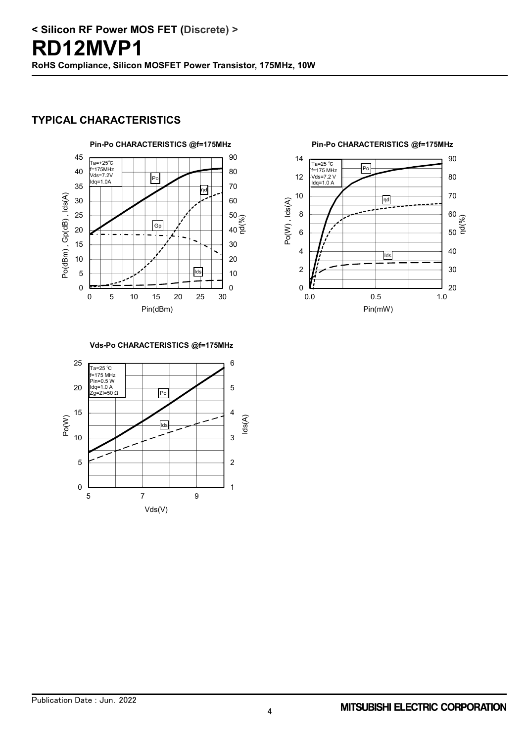## TYPICAL CHARACTERISTICS

**Pin-Po CHARACTERISTICS @f=175MHz**

Ta=+25℃
f=175MHz
Vds=7.2V
Idq=1.0A

Po(dBm) , Gp(dB) , Ids(A) — Pin(dBm) — ηd(%)

**Pin-Po CHARACTERISTICS @f=175MHz**

Ta=25 ℃
f=175 MHz
Vds=7.2 V
Idq=1.0 A

Po(W) , Ids(A) — Pin(mW) — ηd(%)

**Vds-Po CHARACTERISTICS @f=175MHz**

Ta=25 ℃
f=175 MHz
Pin=0.5 W
Idq=1.0 A
Zg=Zl=50 Ω

Po(W) — Vds(V) — Ids(A)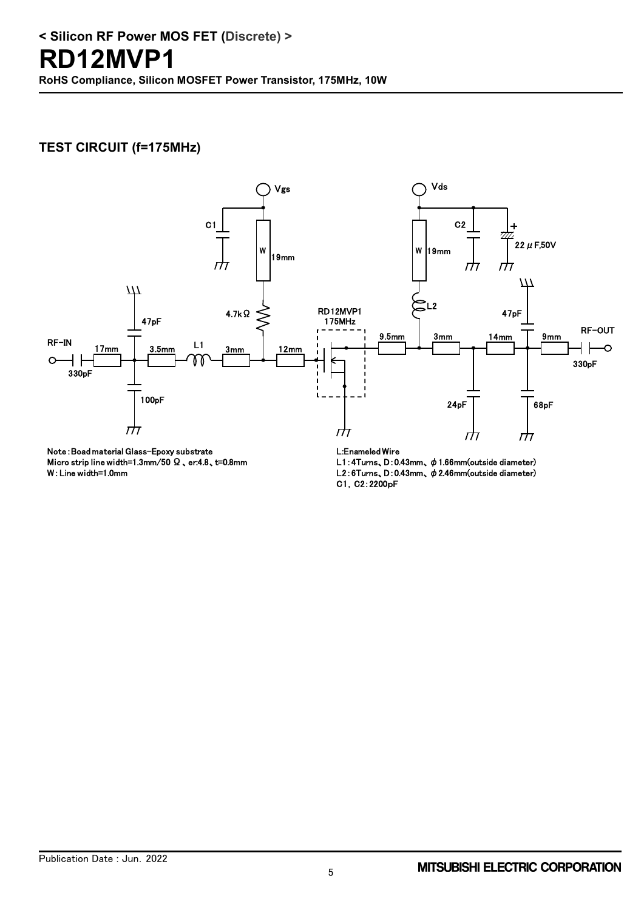**< Silicon RF Power MOS FET (Discrete) >**

# RD12MVP1

**RoHS Compliance, Silicon MOSFET Power Transistor, 175MHz, 10W**

## TEST CIRCUIT (f=175MHz)

Note : Boad material Glass-Epoxy substrate
Micro strip line width=1.3mm/50 Ω 、er:4.8、t=0.8mm
W : Line width=1.0mm

L:Enameled Wire
L1 : 4Turns、D : 0.43mm、ϕ 1.66mm(outside diameter)
L2 : 6Turns、D : 0.43mm、ϕ 2.46mm(outside diameter)
C1, C2 : 2200pF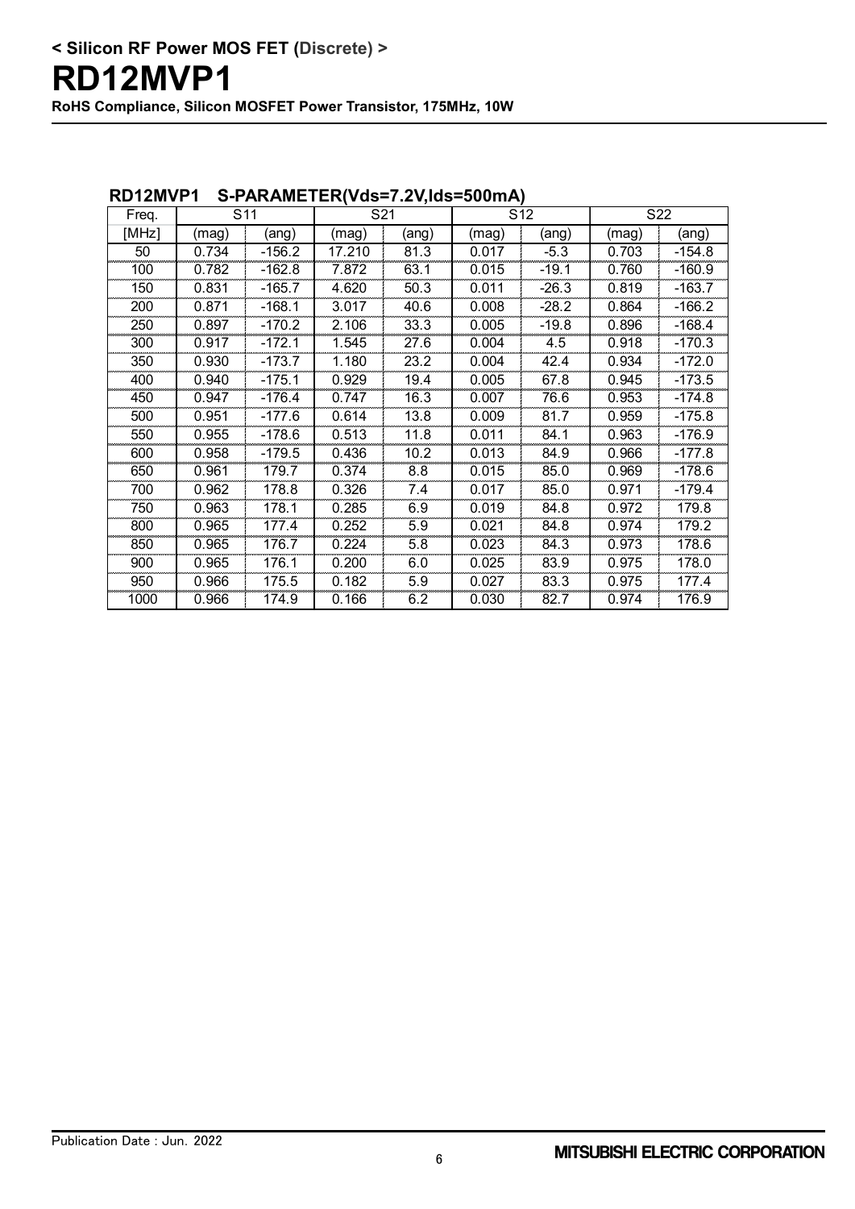**< Silicon RF Power MOS FET (Discrete) >**

# RD12MVP1

**RoHS Compliance, Silicon MOSFET Power Transistor, 175MHz, 10W**

## RD12MVP1 S-PARAMETER(Vds=7.2V,Ids=500mA)

| Freq. | S11 | | S21 | | S12 | | S22 | |
|---|---|---|---|---|---|---|---|---|
| [MHz] | (mag) | (ang) | (mag) | (ang) | (mag) | (ang) | (mag) | (ang) |
| 50 | 0.734 | -156.2 | 17.210 | 81.3 | 0.017 | -5.3 | 0.703 | -154.8 |
| 100 | 0.782 | -162.8 | 7.872 | 63.1 | 0.015 | -19.1 | 0.760 | -160.9 |
| 150 | 0.831 | -165.7 | 4.620 | 50.3 | 0.011 | -26.3 | 0.819 | -163.7 |
| 200 | 0.871 | -168.1 | 3.017 | 40.6 | 0.008 | -28.2 | 0.864 | -166.2 |
| 250 | 0.897 | -170.2 | 2.106 | 33.3 | 0.005 | -19.8 | 0.896 | -168.4 |
| 300 | 0.917 | -172.1 | 1.545 | 27.6 | 0.004 | 4.5 | 0.918 | -170.3 |
| 350 | 0.930 | -173.7 | 1.180 | 23.2 | 0.004 | 42.4 | 0.934 | -172.0 |
| 400 | 0.940 | -175.1 | 0.929 | 19.4 | 0.005 | 67.8 | 0.945 | -173.5 |
| 450 | 0.947 | -176.4 | 0.747 | 16.3 | 0.007 | 76.6 | 0.953 | -174.8 |
| 500 | 0.951 | -177.6 | 0.614 | 13.8 | 0.009 | 81.7 | 0.959 | -175.8 |
| 550 | 0.955 | -178.6 | 0.513 | 11.8 | 0.011 | 84.1 | 0.963 | -176.9 |
| 600 | 0.958 | -179.5 | 0.436 | 10.2 | 0.013 | 84.9 | 0.966 | -177.8 |
| 650 | 0.961 | 179.7 | 0.374 | 8.8 | 0.015 | 85.0 | 0.969 | -178.6 |
| 700 | 0.962 | 178.8 | 0.326 | 7.4 | 0.017 | 85.0 | 0.971 | -179.4 |
| 750 | 0.963 | 178.1 | 0.285 | 6.9 | 0.019 | 84.8 | 0.972 | 179.8 |
| 800 | 0.965 | 177.4 | 0.252 | 5.9 | 0.021 | 84.8 | 0.974 | 179.2 |
| 850 | 0.965 | 176.7 | 0.224 | 5.8 | 0.023 | 84.3 | 0.973 | 178.6 |
| 900 | 0.965 | 176.1 | 0.200 | 6.0 | 0.025 | 83.9 | 0.975 | 178.0 |
| 950 | 0.966 | 175.5 | 0.182 | 5.9 | 0.027 | 83.3 | 0.975 | 177.4 |
| 1000 | 0.966 | 174.9 | 0.166 | 6.2 | 0.030 | 82.7 | 0.974 | 176.9 |

Publication Date : Jun. 2022

MITSUBISHI ELECTRIC CORPORATION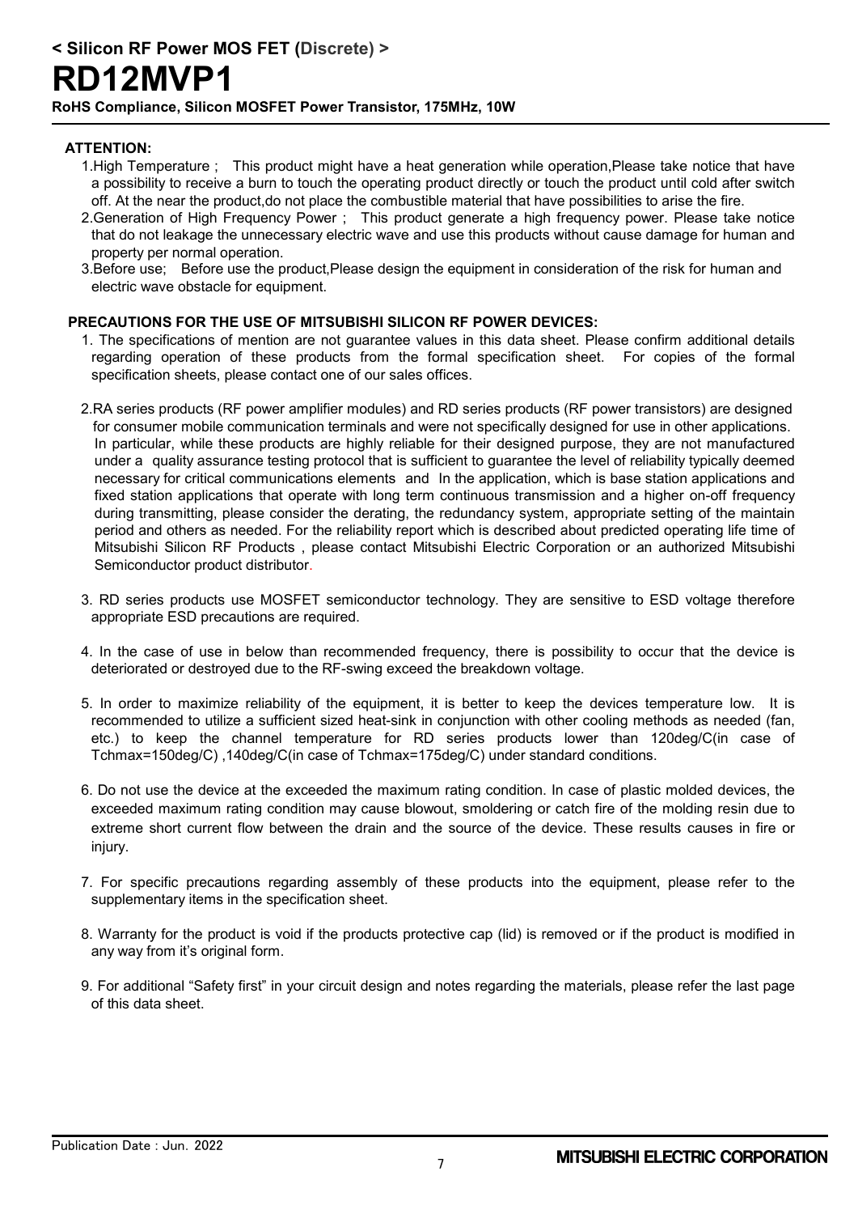**< Silicon RF Power MOS FET (Discrete) >**

# RD12MVP1

**RoHS Compliance, Silicon MOSFET Power Transistor, 175MHz, 10W**

**ATTENTION:**

1.High Temperature ; This product might have a heat generation while operation,Please take notice that have a possibility to receive a burn to touch the operating product directly or touch the product until cold after switch off. At the near the product,do not place the combustible material that have possibilities to arise the fire.

2.Generation of High Frequency Power ; This product generate a high frequency power. Please take notice that do not leakage the unnecessary electric wave and use this products without cause damage for human and property per normal operation.

3.Before use; Before use the product,Please design the equipment in consideration of the risk for human and electric wave obstacle for equipment.

**PRECAUTIONS FOR THE USE OF MITSUBISHI SILICON RF POWER DEVICES:**

1. The specifications of mention are not guarantee values in this data sheet. Please confirm additional details regarding operation of these products from the formal specification sheet. For copies of the formal specification sheets, please contact one of our sales offices.

2. RA series products (RF power amplifier modules) and RD series products (RF power transistors) are designed for consumer mobile communication terminals and were not specifically designed for use in other applications. In particular, while these products are highly reliable for their designed purpose, they are not manufactured under a quality assurance testing protocol that is sufficient to guarantee the level of reliability typically deemed necessary for critical communications elements and In the application, which is base station applications and fixed station applications that operate with long term continuous transmission and a higher on-off frequency during transmitting, please consider the derating, the redundancy system, appropriate setting of the maintain period and others as needed. For the reliability report which is described about predicted operating life time of Mitsubishi Silicon RF Products , please contact Mitsubishi Electric Corporation or an authorized Mitsubishi Semiconductor product distributor.

3. RD series products use MOSFET semiconductor technology. They are sensitive to ESD voltage therefore appropriate ESD precautions are required.

4. In the case of use in below than recommended frequency, there is possibility to occur that the device is deteriorated or destroyed due to the RF-swing exceed the breakdown voltage.

5. In order to maximize reliability of the equipment, it is better to keep the devices temperature low. It is recommended to utilize a sufficient sized heat-sink in conjunction with other cooling methods as needed (fan, etc.) to keep the channel temperature for RD series products lower than 120deg/C(in case of Tchmax=150deg/C) ,140deg/C(in case of Tchmax=175deg/C) under standard conditions.

6. Do not use the device at the exceeded the maximum rating condition. In case of plastic molded devices, the exceeded maximum rating condition may cause blowout, smoldering or catch fire of the molding resin due to extreme short current flow between the drain and the source of the device. These results causes in fire or injury.

7. For specific precautions regarding assembly of these products into the equipment, please refer to the supplementary items in the specification sheet.

8. Warranty for the product is void if the products protective cap (lid) is removed or if the product is modified in any way from it's original form.

9. For additional "Safety first" in your circuit design and notes regarding the materials, please refer the last page of this data sheet.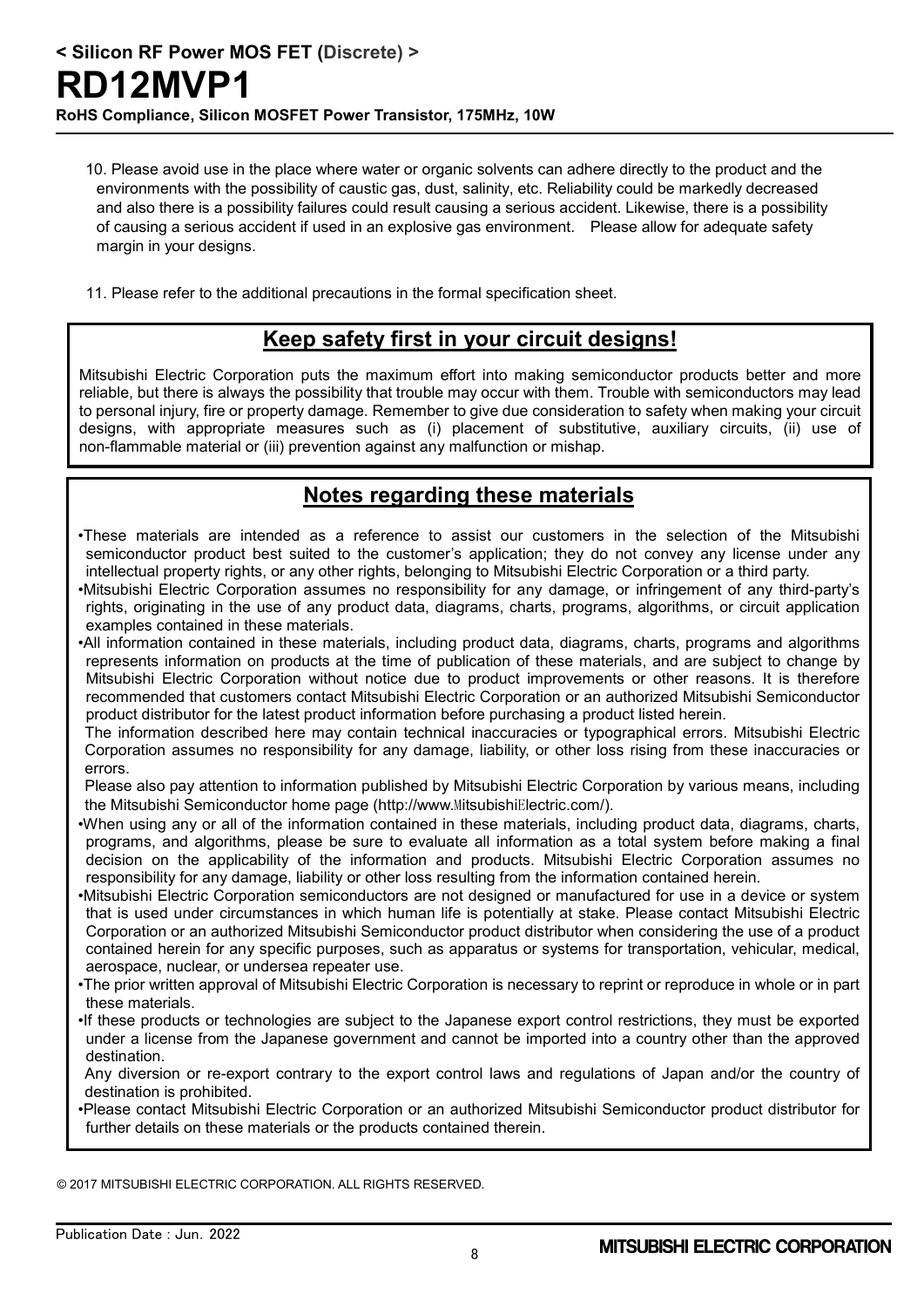10. Please avoid use in the place where water or organic solvents can adhere directly to the product and the environments with the possibility of caustic gas, dust, salinity, etc. Reliability could be markedly decreased and also there is a possibility failures could result causing a serious accident. Likewise, there is a possibility of causing a serious accident if used in an explosive gas environment. Please allow for adequate safety margin in your designs.

11. Please refer to the additional precautions in the formal specification sheet.

## Keep safety first in your circuit designs!

Mitsubishi Electric Corporation puts the maximum effort into making semiconductor products better and more reliable, but there is always the possibility that trouble may occur with them. Trouble with semiconductors may lead to personal injury, fire or property damage. Remember to give due consideration to safety when making your circuit designs, with appropriate measures such as (i) placement of substitutive, auxiliary circuits, (ii) use of non-flammable material or (iii) prevention against any malfunction or mishap.

## Notes regarding these materials

- These materials are intended as a reference to assist our customers in the selection of the Mitsubishi semiconductor product best suited to the customer's application; they do not convey any license under any intellectual property rights, or any other rights, belonging to Mitsubishi Electric Corporation or a third party.
- Mitsubishi Electric Corporation assumes no responsibility for any damage, or infringement of any third-party's rights, originating in the use of any product data, diagrams, charts, programs, algorithms, or circuit application examples contained in these materials.
- All information contained in these materials, including product data, diagrams, charts, programs and algorithms represents information on products at the time of publication of these materials, and are subject to change by Mitsubishi Electric Corporation without notice due to product improvements or other reasons. It is therefore recommended that customers contact Mitsubishi Electric Corporation or an authorized Mitsubishi Semiconductor product distributor for the latest product information before purchasing a product listed herein.
  The information described here may contain technical inaccuracies or typographical errors. Mitsubishi Electric Corporation assumes no responsibility for any damage, liability, or other loss rising from these inaccuracies or errors.
  Please also pay attention to information published by Mitsubishi Electric Corporation by various means, including the Mitsubishi Semiconductor home page (http://www.MitsubishiElectric.com/).
- When using any or all of the information contained in these materials, including product data, diagrams, charts, programs, and algorithms, please be sure to evaluate all information as a total system before making a final decision on the applicability of the information and products. Mitsubishi Electric Corporation assumes no responsibility for any damage, liability or other loss resulting from the information contained herein.
- Mitsubishi Electric Corporation semiconductors are not designed or manufactured for use in a device or system that is used under circumstances in which human life is potentially at stake. Please contact Mitsubishi Electric Corporation or an authorized Mitsubishi Semiconductor product distributor when considering the use of a product contained herein for any specific purposes, such as apparatus or systems for transportation, vehicular, medical, aerospace, nuclear, or undersea repeater use.
- The prior written approval of Mitsubishi Electric Corporation is necessary to reprint or reproduce in whole or in part these materials.
- If these products or technologies are subject to the Japanese export control restrictions, they must be exported under a license from the Japanese government and cannot be imported into a country other than the approved destination.
  Any diversion or re-export contrary to the export control laws and regulations of Japan and/or the country of destination is prohibited.
- Please contact Mitsubishi Electric Corporation or an authorized Mitsubishi Semiconductor product distributor for further details on these materials or the products contained therein.

© 2017 MITSUBISHI ELECTRIC CORPORATION. ALL RIGHTS RESERVED.